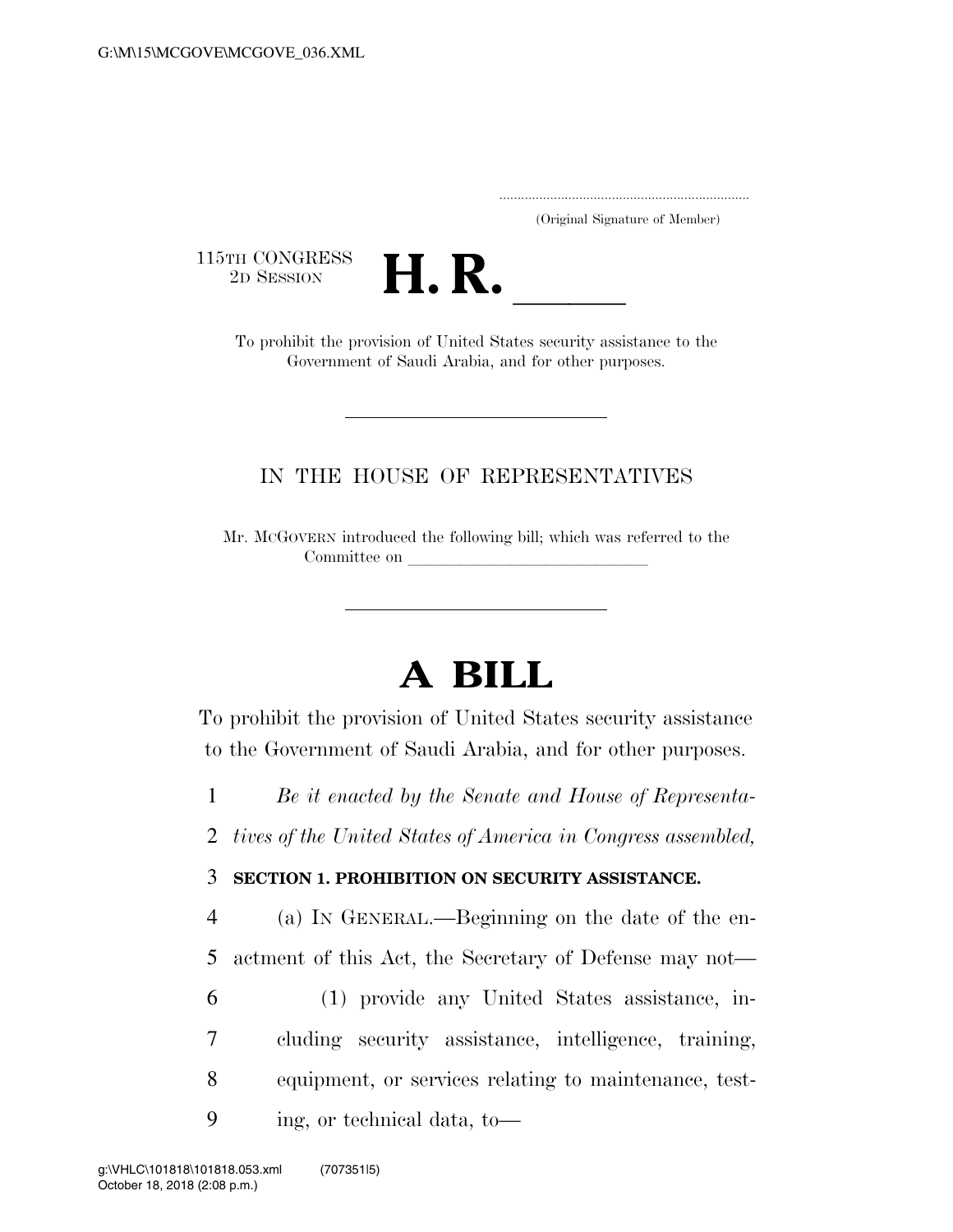(Original Signature of Member)

115TH CONGRESS
2D SESSION

# H. R. \_\_\_\_\_\_

To prohibit the provision of United States security assistance to the Government of Saudi Arabia, and for other purposes.

---

IN THE HOUSE OF REPRESENTATIVES

Mr. MCGOVERN introduced the following bill; which was referred to the Committee on \_\_\_\_\_\_\_\_\_\_\_\_\_\_\_\_\_\_\_\_\_\_\_\_\_\_\_\_

---

# A BILL

To prohibit the provision of United States security assistance to the Government of Saudi Arabia, and for other purposes.

*Be it enacted by the Senate and House of Representatives of the United States of America in Congress assembled,*

**SECTION 1. PROHIBITION ON SECURITY ASSISTANCE.**

(a) IN GENERAL.—Beginning on the date of the enactment of this Act, the Secretary of Defense may not—

(1) provide any United States assistance, including security assistance, intelligence, training, equipment, or services relating to maintenance, testing, or technical data, to—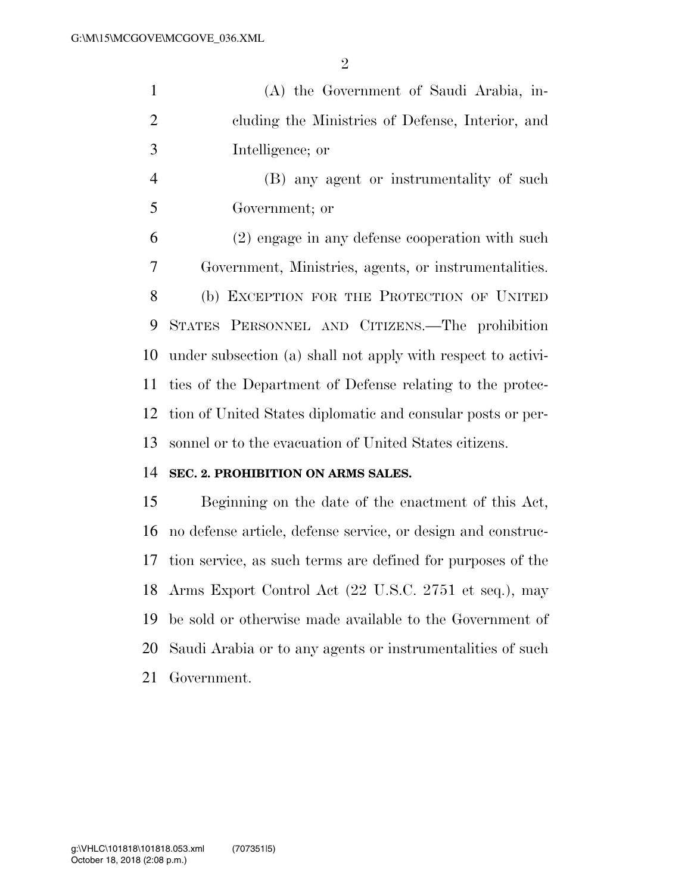(A) the Government of Saudi Arabia, including the Ministries of Defense, Interior, and Intelligence; or

(B) any agent or instrumentality of such Government; or

(2) engage in any defense cooperation with such Government, Ministries, agents, or instrumentalities.

(b) EXCEPTION FOR THE PROTECTION OF UNITED STATES PERSONNEL AND CITIZENS.—The prohibition under subsection (a) shall not apply with respect to activities of the Department of Defense relating to the protection of United States diplomatic and consular posts or personnel or to the evacuation of United States citizens.

**SEC. 2. PROHIBITION ON ARMS SALES.**

Beginning on the date of the enactment of this Act, no defense article, defense service, or design and construction service, as such terms are defined for purposes of the Arms Export Control Act (22 U.S.C. 2751 et seq.), may be sold or otherwise made available to the Government of Saudi Arabia or to any agents or instrumentalities of such Government.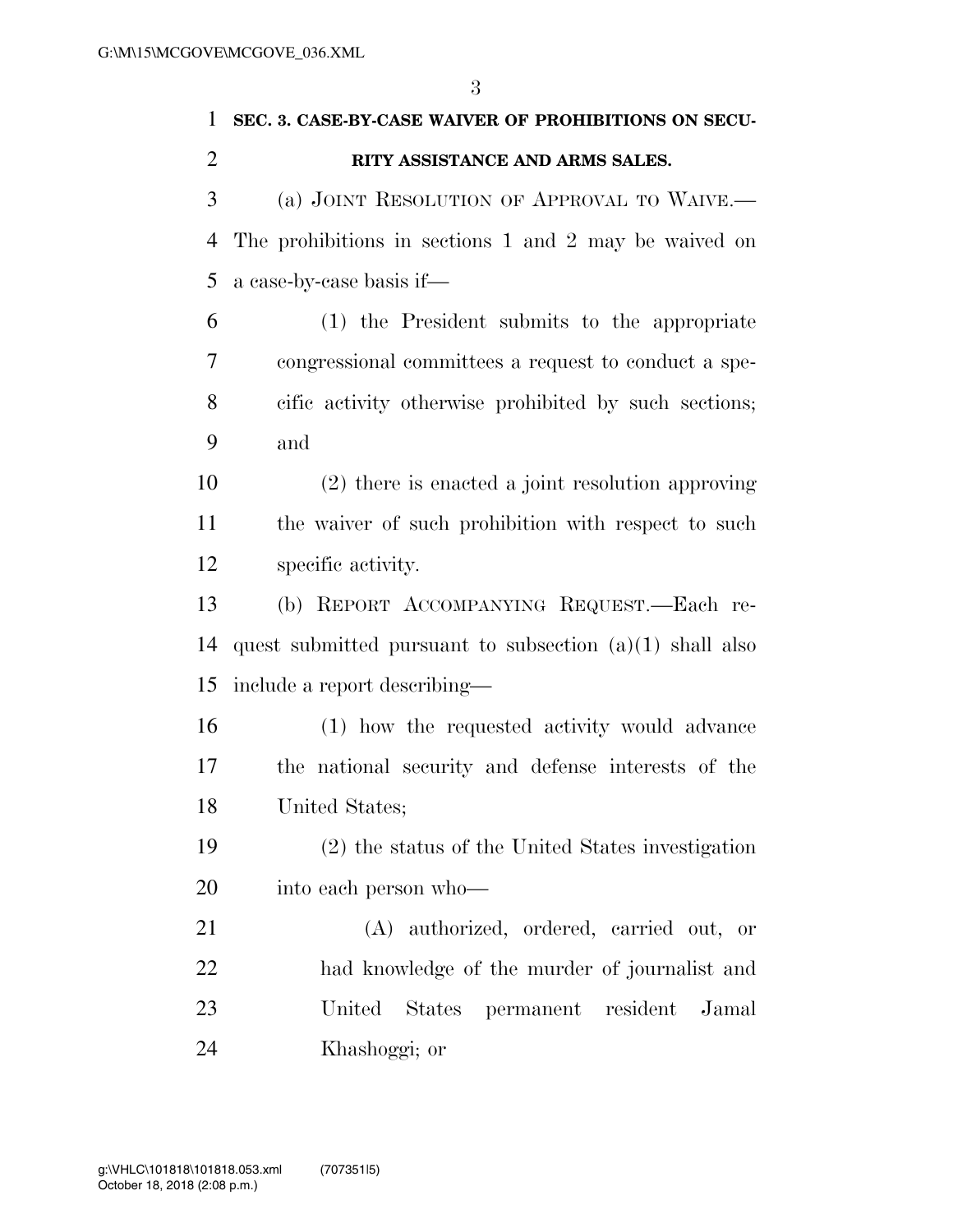**SEC. 3. CASE-BY-CASE WAIVER OF PROHIBITIONS ON SECURITY ASSISTANCE AND ARMS SALES.**

(a) JOINT RESOLUTION OF APPROVAL TO WAIVE.—The prohibitions in sections 1 and 2 may be waived on a case-by-case basis if—

(1) the President submits to the appropriate congressional committees a request to conduct a specific activity otherwise prohibited by such sections; and

(2) there is enacted a joint resolution approving the waiver of such prohibition with respect to such specific activity.

(b) REPORT ACCOMPANYING REQUEST.—Each request submitted pursuant to subsection (a)(1) shall also include a report describing—

(1) how the requested activity would advance the national security and defense interests of the United States;

(2) the status of the United States investigation into each person who—

(A) authorized, ordered, carried out, or had knowledge of the murder of journalist and United States permanent resident Jamal Khashoggi; or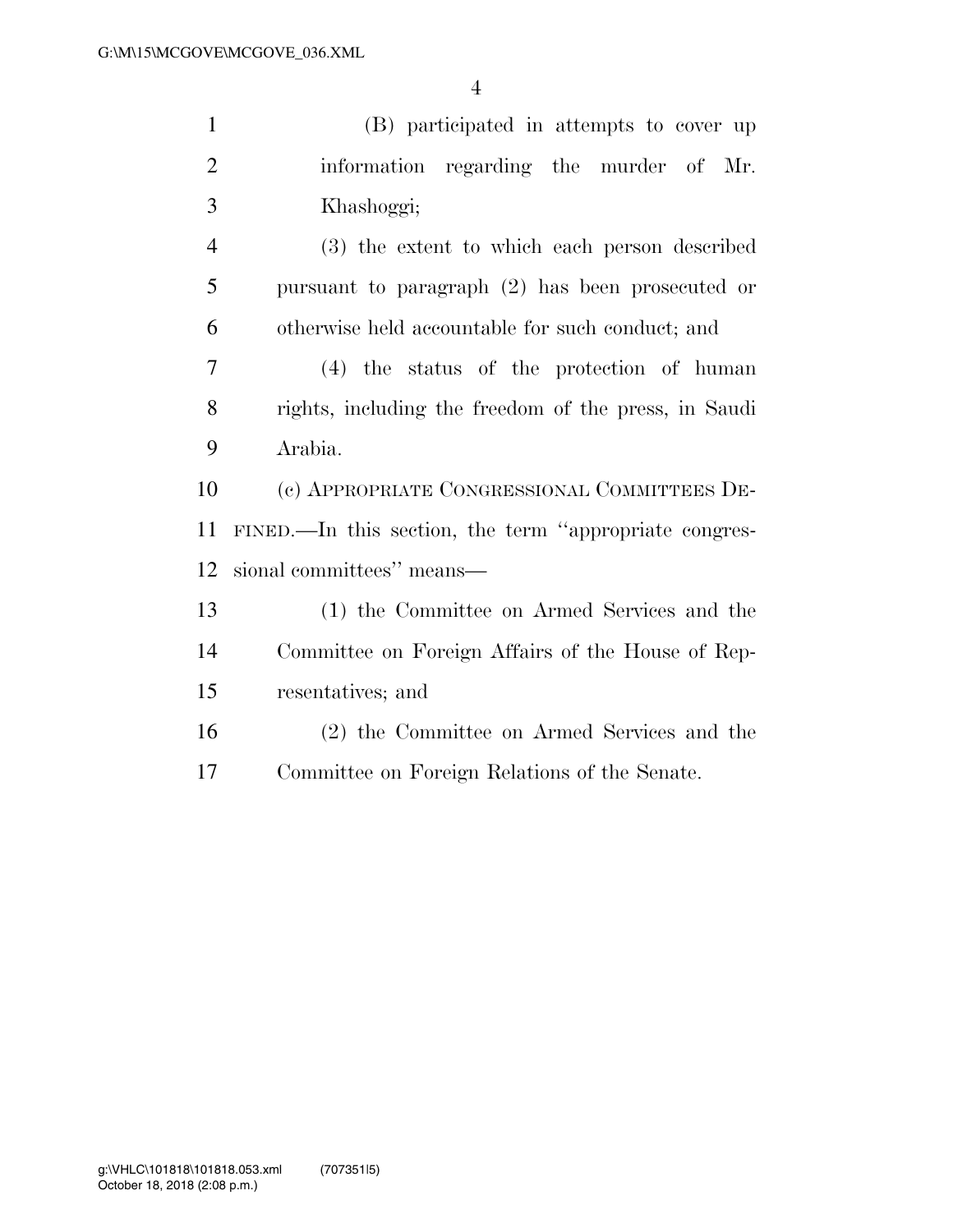(B) participated in attempts to cover up information regarding the murder of Mr. Khashoggi;

(3) the extent to which each person described pursuant to paragraph (2) has been prosecuted or otherwise held accountable for such conduct; and

(4) the status of the protection of human rights, including the freedom of the press, in Saudi Arabia.

(c) APPROPRIATE CONGRESSIONAL COMMITTEES DEFINED.—In this section, the term "appropriate congressional committees" means—

(1) the Committee on Armed Services and the Committee on Foreign Affairs of the House of Representatives; and

(2) the Committee on Armed Services and the Committee on Foreign Relations of the Senate.